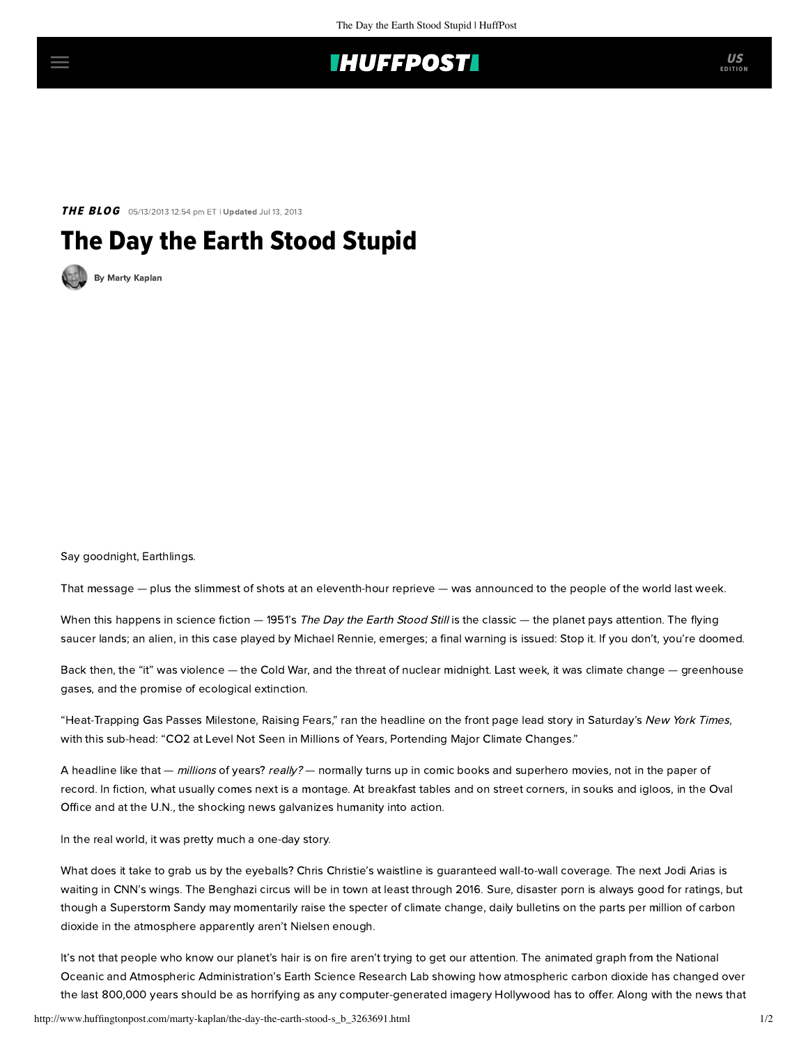**THE BLOG** 05/13/2013 12:54 pm ET | **Updated** Jul 13, 2013

# The Day the Earth Stood Stupid

By Marty Kaplan

Say goodnight, Earthlings.

That message — plus the slimmest of shots at an eleventh-hour reprieve — was announced to the people of the world last week.

When this happens in science fiction — 1951's *The Day the Earth Stood Still* is the classic — the planet pays attention. The flying saucer lands; an alien, in this case played by Michael Rennie, emerges; a final warning is issued: Stop it. If you don't, you're doomed.

Back then, the "it" was violence — the Cold War, and the threat of nuclear midnight. Last week, it was climate change — greenhouse gases, and the promise of ecological extinction.

"Heat-Trapping Gas Passes Milestone, Raising Fears," ran the headline on the front page lead story in Saturday's *New York Times*, with this sub-head: "CO2 at Level Not Seen in Millions of Years, Portending Major Climate Changes."

A headline like that — *millions* of years? *really?* — normally turns up in comic books and superhero movies, not in the paper of record. In fiction, what usually comes next is a montage. At breakfast tables and on street corners, in souks and igloos, in the Oval Office and at the U.N., the shocking news galvanizes humanity into action.

In the real world, it was pretty much a one-day story.

What does it take to grab us by the eyeballs? Chris Christie's waistline is guaranteed wall-to-wall coverage. The next Jodi Arias is waiting in CNN's wings. The Benghazi circus will be in town at least through 2016. Sure, disaster porn is always good for ratings, but though a Superstorm Sandy may momentarily raise the specter of climate change, daily bulletins on the parts per million of carbon dioxide in the atmosphere apparently aren't Nielsen enough.

It's not that people who know our planet's hair is on fire aren't trying to get our attention. The animated graph from the National Oceanic and Atmospheric Administration's Earth Science Research Lab showing how atmospheric carbon dioxide has changed over the last 800,000 years should be as horrifying as any computer-generated imagery Hollywood has to offer. Along with the news that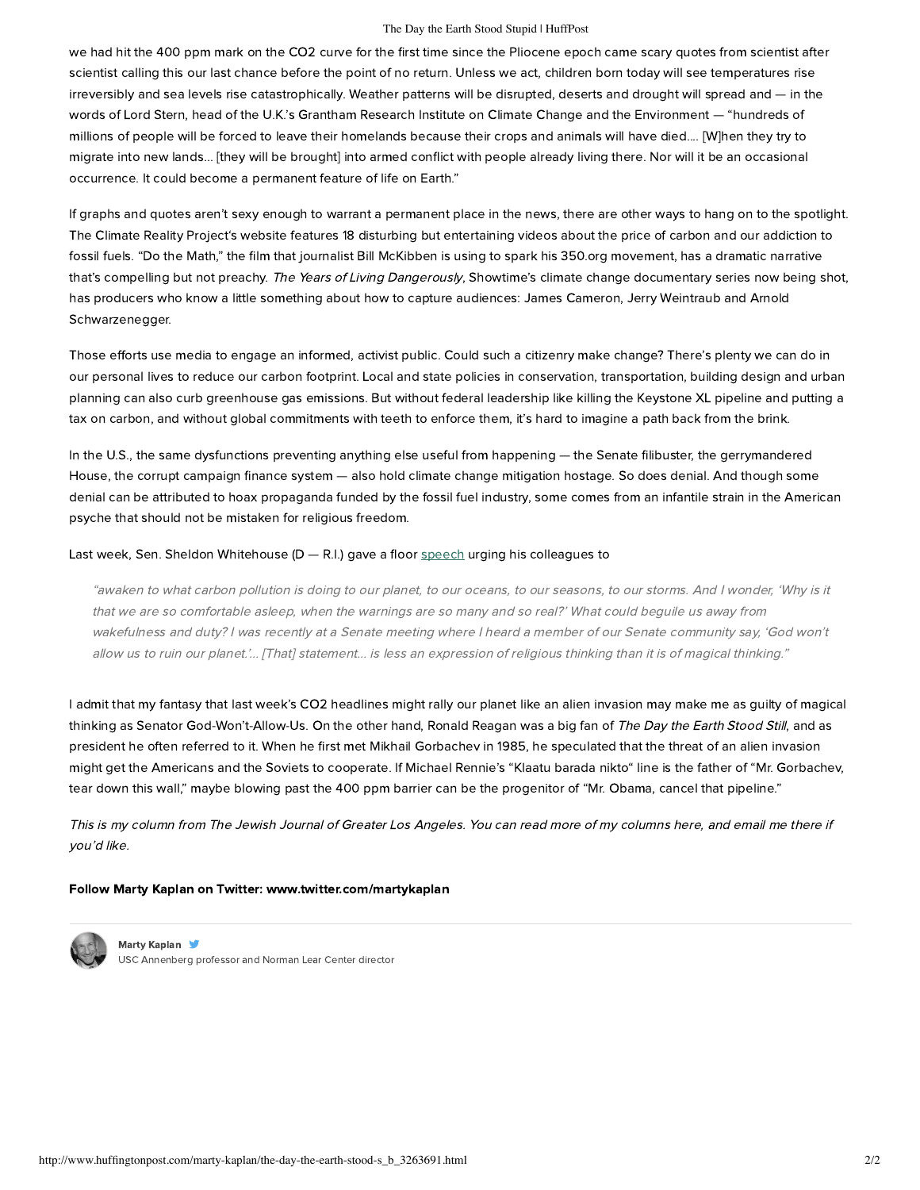we had hit the 400 ppm mark on the $CO_2$ curve for the first time since the Pliocene epoch came scary quotes from scientist after scientist calling this our last chance before the point of no return. Unless we act, children born today will see temperatures rise irreversibly and sea levels rise catastrophically. Weather patterns will be disrupted, deserts and drought will spread and — in the words of Lord Stern, head of the U.K.'s Grantham Research Institute on Climate Change and the Environment — "hundreds of millions of people will be forced to leave their homelands because their crops and animals will have died.... [W]hen they try to migrate into new lands... [they will be brought] into armed conflict with people already living there. Nor will it be an occasional occurrence. It could become a permanent feature of life on Earth."

If graphs and quotes aren't sexy enough to warrant a permanent place in the news, there are other ways to hang on to the spotlight. The Climate Reality Project's website features 18 disturbing but entertaining videos about the price of carbon and our addiction to fossil fuels. "Do the Math," the film that journalist Bill McKibben is using to spark his 350.org movement, has a dramatic narrative that's compelling but not preachy. *The Years of Living Dangerously*, Showtime's climate change documentary series now being shot, has producers who know a little something about how to capture audiences: James Cameron, Jerry Weintraub and Arnold Schwarzenegger.

Those efforts use media to engage an informed, activist public. Could such a citizenry make change? There's plenty we can do in our personal lives to reduce our carbon footprint. Local and state policies in conservation, transportation, building design and urban planning can also curb greenhouse gas emissions. But without federal leadership like killing the Keystone XL pipeline and putting a tax on carbon, and without global commitments with teeth to enforce them, it's hard to imagine a path back from the brink.

In the U.S., the same dysfunctions preventing anything else useful from happening — the Senate filibuster, the gerrymandered House, the corrupt campaign finance system — also hold climate change mitigation hostage. So does denial. And though some denial can be attributed to hoax propaganda funded by the fossil fuel industry, some comes from an infantile strain in the American psyche that should not be mistaken for religious freedom.

Last week, Sen. Sheldon Whitehouse (D — R.I.) gave a floor speech urging his colleagues to

> *"awaken to what carbon pollution is doing to our planet, to our oceans, to our seasons, to our storms. And I wonder, 'Why is it that we are so comfortable asleep, when the warnings are so many and so real?' What could beguile us away from wakefulness and duty? I was recently at a Senate meeting where I heard a member of our Senate community say, 'God won't allow us to ruin our planet.'... [That] statement... is less an expression of religious thinking than it is of magical thinking."*

I admit that my fantasy that last week's $CO_2$ headlines might rally our planet like an alien invasion may make me as guilty of magical thinking as Senator God-Won't-Allow-Us. On the other hand, Ronald Reagan was a big fan of *The Day the Earth Stood Still*, and as president he often referred to it. When he first met Mikhail Gorbachev in 1985, he speculated that the threat of an alien invasion might get the Americans and the Soviets to cooperate. If Michael Rennie's "Klaatu barada nikto" line is the father of "Mr. Gorbachev, tear down this wall," maybe blowing past the 400 ppm barrier can be the progenitor of "Mr. Obama, cancel that pipeline."

*This is my column from The Jewish Journal of Greater Los Angeles. You can read more of my columns here, and email me there if you'd like.*

**Follow Marty Kaplan on Twitter: www.twitter.com/martykaplan**

---

**Marty Kaplan**
USC Annenberg professor and Norman Lear Center director